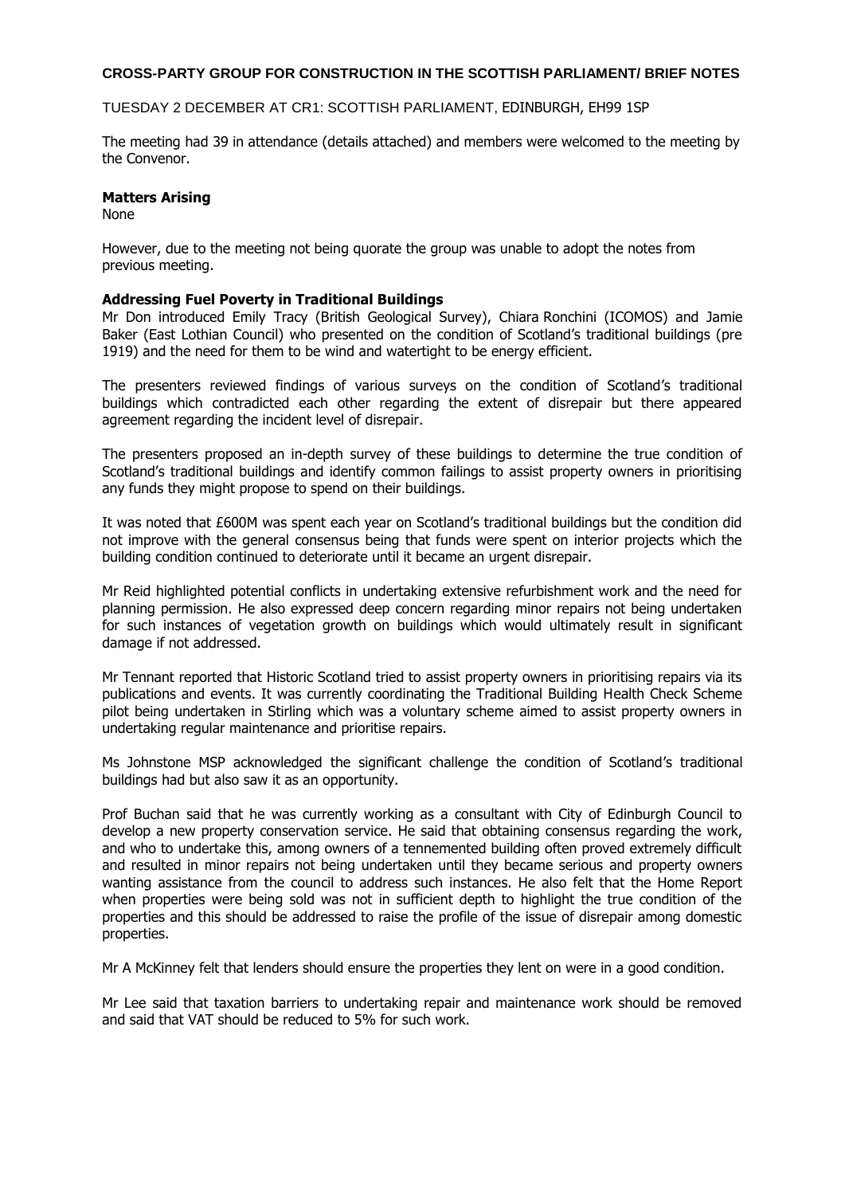**CROSS-PARTY GROUP FOR CONSTRUCTION IN THE SCOTTISH PARLIAMENT/ BRIEF NOTES**

TUESDAY 2 DECEMBER AT CR1: SCOTTISH PARLIAMENT, EDINBURGH, EH99 1SP

The meeting had 39 in attendance (details attached) and members were welcomed to the meeting by the Convenor.

**Matters Arising**
None

However, due to the meeting not being quorate the group was unable to adopt the notes from previous meeting.

**Addressing Fuel Poverty in Traditional Buildings**
Mr Don introduced Emily Tracy (British Geological Survey), Chiara Ronchini (ICOMOS) and Jamie Baker (East Lothian Council) who presented on the condition of Scotland's traditional buildings (pre 1919) and the need for them to be wind and watertight to be energy efficient.

The presenters reviewed findings of various surveys on the condition of Scotland's traditional buildings which contradicted each other regarding the extent of disrepair but there appeared agreement regarding the incident level of disrepair.

The presenters proposed an in-depth survey of these buildings to determine the true condition of Scotland's traditional buildings and identify common failings to assist property owners in prioritising any funds they might propose to spend on their buildings.

It was noted that £600M was spent each year on Scotland's traditional buildings but the condition did not improve with the general consensus being that funds were spent on interior projects which the building condition continued to deteriorate until it became an urgent disrepair.

Mr Reid highlighted potential conflicts in undertaking extensive refurbishment work and the need for planning permission. He also expressed deep concern regarding minor repairs not being undertaken for such instances of vegetation growth on buildings which would ultimately result in significant damage if not addressed.

Mr Tennant reported that Historic Scotland tried to assist property owners in prioritising repairs via its publications and events. It was currently coordinating the Traditional Building Health Check Scheme pilot being undertaken in Stirling which was a voluntary scheme aimed to assist property owners in undertaking regular maintenance and prioritise repairs.

Ms Johnstone MSP acknowledged the significant challenge the condition of Scotland's traditional buildings had but also saw it as an opportunity.

Prof Buchan said that he was currently working as a consultant with City of Edinburgh Council to develop a new property conservation service. He said that obtaining consensus regarding the work, and who to undertake this, among owners of a tennemented building often proved extremely difficult and resulted in minor repairs not being undertaken until they became serious and property owners wanting assistance from the council to address such instances. He also felt that the Home Report when properties were being sold was not in sufficient depth to highlight the true condition of the properties and this should be addressed to raise the profile of the issue of disrepair among domestic properties.

Mr A McKinney felt that lenders should ensure the properties they lent on were in a good condition.

Mr Lee said that taxation barriers to undertaking repair and maintenance work should be removed and said that VAT should be reduced to 5% for such work.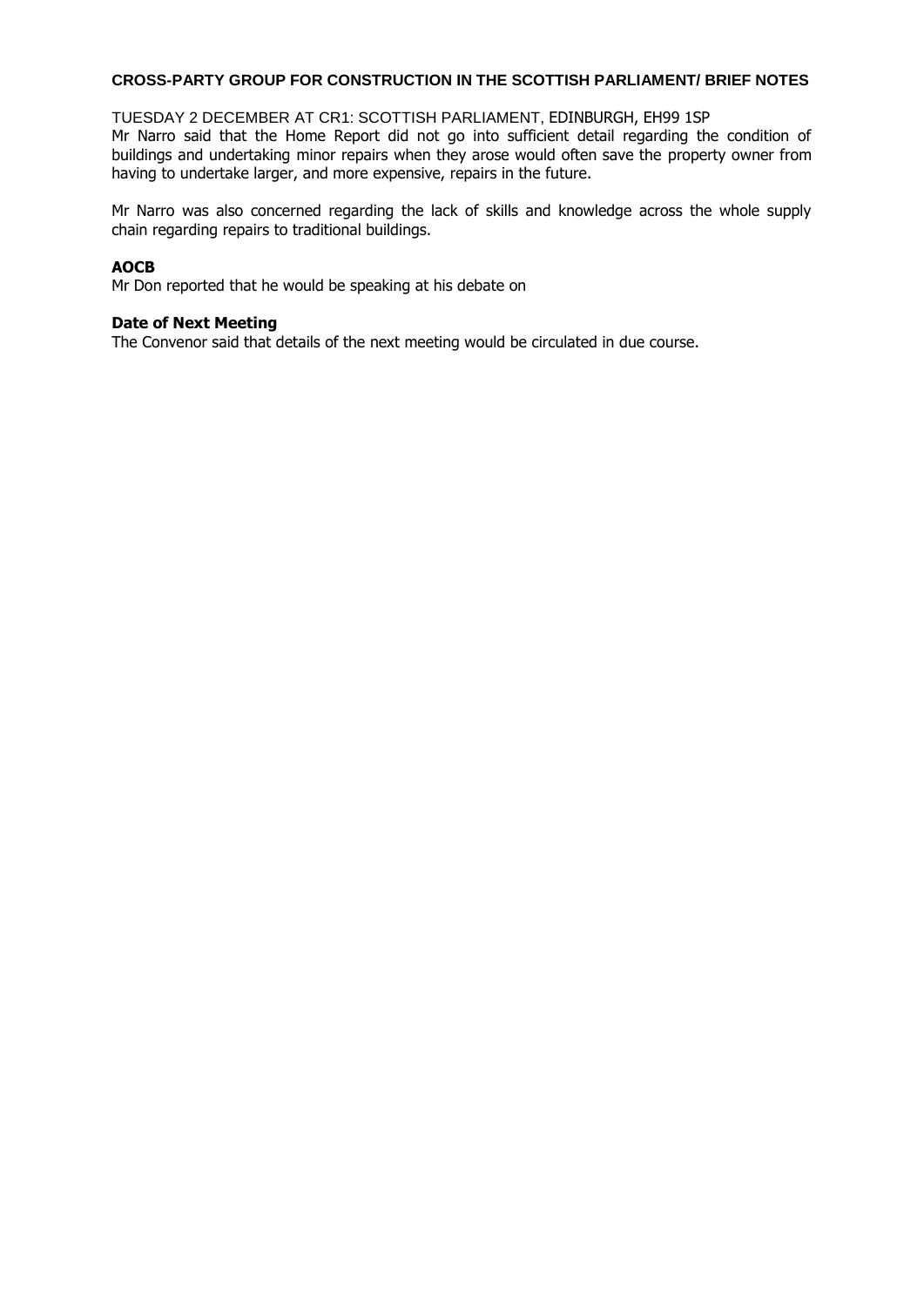**CROSS-PARTY GROUP FOR CONSTRUCTION IN THE SCOTTISH PARLIAMENT/ BRIEF NOTES**

TUESDAY 2 DECEMBER AT CR1: SCOTTISH PARLIAMENT, EDINBURGH, EH99 1SP

Mr Narro said that the Home Report did not go into sufficient detail regarding the condition of buildings and undertaking minor repairs when they arose would often save the property owner from having to undertake larger, and more expensive, repairs in the future.

Mr Narro was also concerned regarding the lack of skills and knowledge across the whole supply chain regarding repairs to traditional buildings.

**AOCB**

Mr Don reported that he would be speaking at his debate on

**Date of Next Meeting**

The Convenor said that details of the next meeting would be circulated in due course.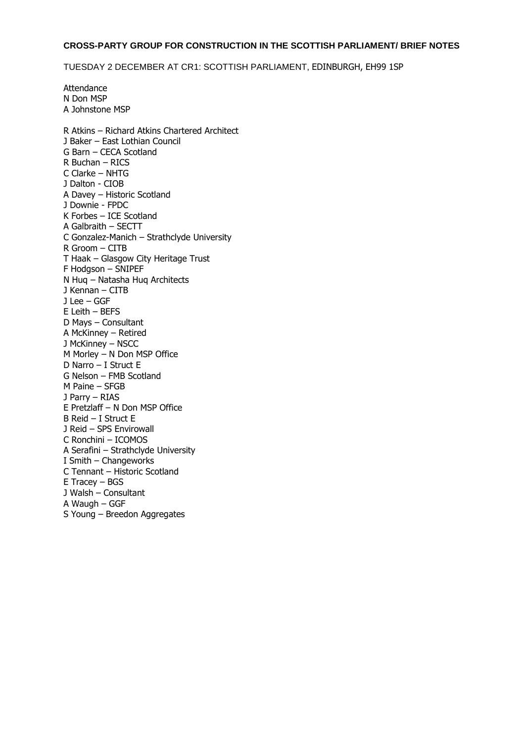**CROSS-PARTY GROUP FOR CONSTRUCTION IN THE SCOTTISH PARLIAMENT/ BRIEF NOTES**

TUESDAY 2 DECEMBER AT CR1: SCOTTISH PARLIAMENT, EDINBURGH, EH99 1SP

Attendance
N Don MSP
A Johnstone MSP

R Atkins – Richard Atkins Chartered Architect
J Baker – East Lothian Council
G Barn – CECA Scotland
R Buchan – RICS
C Clarke – NHTG
J Dalton - CIOB
A Davey – Historic Scotland
J Downie - FPDC
K Forbes – ICE Scotland
A Galbraith – SECTT
C Gonzalez-Manich – Strathclyde University
R Groom – CITB
T Haak – Glasgow City Heritage Trust
F Hodgson – SNIPEF
N Huq – Natasha Huq Architects
J Kennan – CITB
J Lee – GGF
E Leith – BEFS
D Mays – Consultant
A McKinney – Retired
J McKinney – NSCC
M Morley – N Don MSP Office
D Narro – I Struct E
G Nelson – FMB Scotland
M Paine – SFGB
J Parry – RIAS
E Pretzlaff – N Don MSP Office
B Reid – I Struct E
J Reid – SPS Envirowall
C Ronchini – ICOMOS
A Serafini – Strathclyde University
I Smith – Changeworks
C Tennant – Historic Scotland
E Tracey – BGS
J Walsh – Consultant
A Waugh – GGF
S Young – Breedon Aggregates